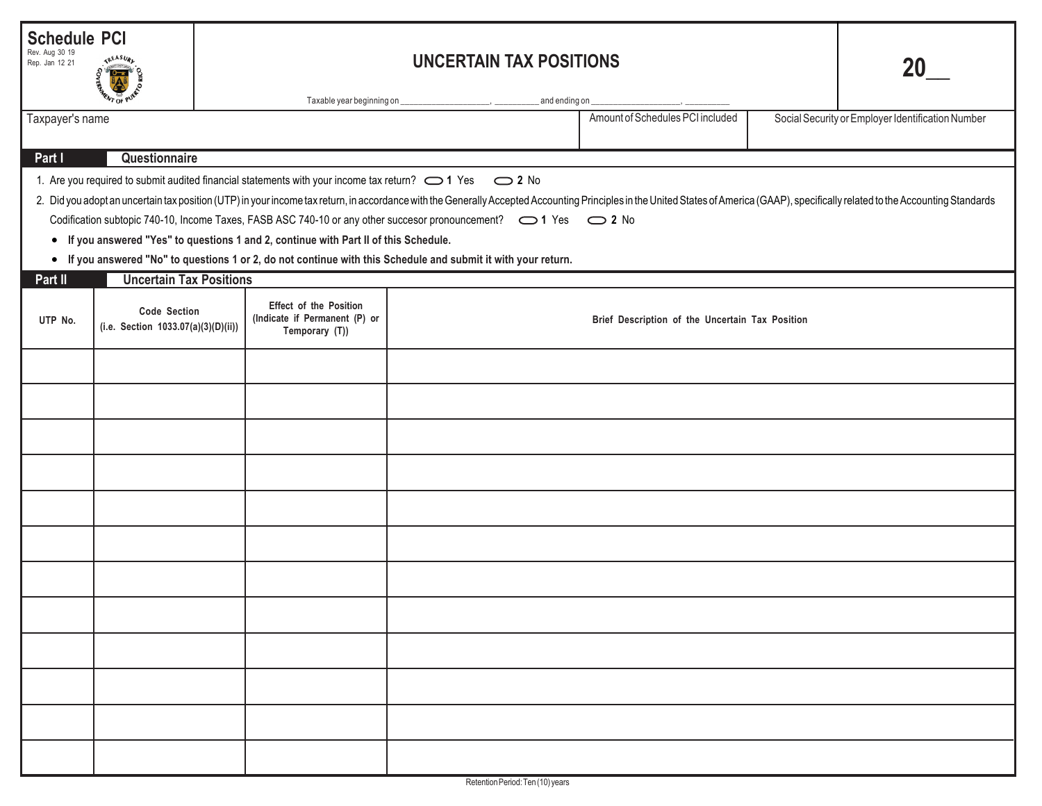# Schedule PCI

Rev. Aug 30 19
Rep. Jan 12 21

## UNCERTAIN TAX POSITIONS

20__

Taxable year beginning on ____________________, __________ and ending on ____________________, __________

| Taxpayer's name | Amount of Schedules PCI included | Social Security or Employer Identification Number |
|---|---|---|
| | | |

## Part I Questionnaire

1. Are you required to submit audited financial statements with your income tax return? ⬭ **1** Yes ⬭ **2** No
2. Did you adopt an uncertain tax position (UTP) in your income tax return, in accordance with the Generally Accepted Accounting Principles in the United States of America (GAAP), specifically related to the Accounting Standards Codification subtopic 740-10, Income Taxes, FASB ASC 740-10 or any other succesor pronouncement? ⬭ **1** Yes ⬭ **2** No

- **If you answered "Yes" to questions 1 and 2, continue with Part II of this Schedule.**
- **If you answered "No" to questions 1 or 2, do not continue with this Schedule and submit it with your return.**

## Part II Uncertain Tax Positions

| UTP No. | Code Section (i.e. Section 1033.07(a)(3)(D)(ii)) | Effect of the Position (Indicate if Permanent (P) or Temporary (T)) | Brief Description of the Uncertain Tax Position |
|---|---|---|---|
| | | | |
| | | | |
| | | | |
| | | | |
| | | | |
| | | | |
| | | | |
| | | | |
| | | | |
| | | | |
| | | | |
| | | | |

Retention Period: Ten (10) years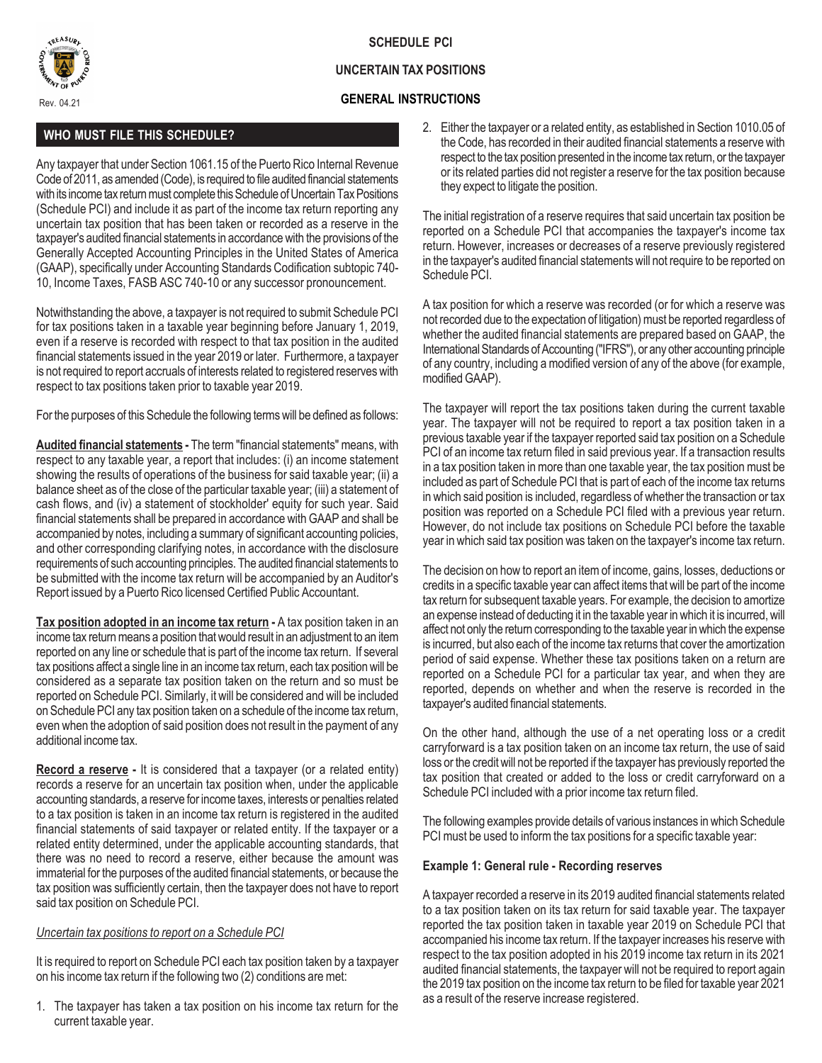# SCHEDULE PCI

## UNCERTAIN TAX POSITIONS

## GENERAL INSTRUCTIONS

Rev. 04.21

### WHO MUST FILE THIS SCHEDULE?

Any taxpayer that under Section 1061.15 of the Puerto Rico Internal Revenue Code of 2011, as amended (Code), is required to file audited financial statements with its income tax return must complete this Schedule of Uncertain Tax Positions (Schedule PCI) and include it as part of the income tax return reporting any uncertain tax position that has been taken or recorded as a reserve in the taxpayer's audited financial statements in accordance with the provisions of the Generally Accepted Accounting Principles in the United States of America (GAAP), specifically under Accounting Standards Codification subtopic 740-10, Income Taxes, FASB ASC 740-10 or any successor pronouncement.

Notwithstanding the above, a taxpayer is not required to submit Schedule PCI for tax positions taken in a taxable year beginning before January 1, 2019, even if a reserve is recorded with respect to that tax position in the audited financial statements issued in the year 2019 or later. Furthermore, a taxpayer is not required to report accruals of interests related to registered reserves with respect to tax positions taken prior to taxable year 2019.

For the purposes of this Schedule the following terms will be defined as follows:

**Audited financial statements -** The term "financial statements" means, with respect to any taxable year, a report that includes: (i) an income statement showing the results of operations of the business for said taxable year; (ii) a balance sheet as of the close of the particular taxable year; (iii) a statement of cash flows, and (iv) a statement of stockholder' equity for such year. Said financial statements shall be prepared in accordance with GAAP and shall be accompanied by notes, including a summary of significant accounting policies, and other corresponding clarifying notes, in accordance with the disclosure requirements of such accounting principles. The audited financial statements to be submitted with the income tax return will be accompanied by an Auditor's Report issued by a Puerto Rico licensed Certified Public Accountant.

**Tax position adopted in an income tax return -** A tax position taken in an income tax return means a position that would result in an adjustment to an item reported on any line or schedule that is part of the income tax return. If several tax positions affect a single line in an income tax return, each tax position will be considered as a separate tax position taken on the return and so must be reported on Schedule PCI. Similarly, it will be considered and will be included on Schedule PCI any tax position taken on a schedule of the income tax return, even when the adoption of said position does not result in the payment of any additional income tax.

**Record a reserve -** It is considered that a taxpayer (or a related entity) records a reserve for an uncertain tax position when, under the applicable accounting standards, a reserve for income taxes, interests or penalties related to a tax position is taken in an income tax return is registered in the audited financial statements of said taxpayer or related entity. If the taxpayer or a related entity determined, under the applicable accounting standards, that there was no need to record a reserve, either because the amount was immaterial for the purposes of the audited financial statements, or because the tax position was sufficiently certain, then the taxpayer does not have to report said tax position on Schedule PCI.

*Uncertain tax positions to report on a Schedule PCI*

It is required to report on Schedule PCI each tax position taken by a taxpayer on his income tax return if the following two (2) conditions are met:

1. The taxpayer has taken a tax position on his income tax return for the current taxable year.
2. Either the taxpayer or a related entity, as established in Section 1010.05 of the Code, has recorded in their audited financial statements a reserve with respect to the tax position presented in the income tax return, or the taxpayer or its related parties did not register a reserve for the tax position because they expect to litigate the position.

The initial registration of a reserve requires that said uncertain tax position be reported on a Schedule PCI that accompanies the taxpayer's income tax return. However, increases or decreases of a reserve previously registered in the taxpayer's audited financial statements will not require to be reported on Schedule PCI.

A tax position for which a reserve was recorded (or for which a reserve was not recorded due to the expectation of litigation) must be reported regardless of whether the audited financial statements are prepared based on GAAP, the International Standards of Accounting ("IFRS"), or any other accounting principle of any country, including a modified version of any of the above (for example, modified GAAP).

The taxpayer will report the tax positions taken during the current taxable year. The taxpayer will not be required to report a tax position taken in a previous taxable year if the taxpayer reported said tax position on a Schedule PCI of an income tax return filed in said previous year. If a transaction results in a tax position taken in more than one taxable year, the tax position must be included as part of Schedule PCI that is part of each of the income tax returns in which said position is included, regardless of whether the transaction or tax position was reported on a Schedule PCI filed with a previous year return. However, do not include tax positions on Schedule PCI before the taxable year in which said tax position was taken on the taxpayer's income tax return.

The decision on how to report an item of income, gains, losses, deductions or credits in a specific taxable year can affect items that will be part of the income tax return for subsequent taxable years. For example, the decision to amortize an expense instead of deducting it in the taxable year in which it is incurred, will affect not only the return corresponding to the taxable year in which the expense is incurred, but also each of the income tax returns that cover the amortization period of said expense. Whether these tax positions taken on a return are reported on a Schedule PCI for a particular tax year, and when they are reported, depends on whether and when the reserve is recorded in the taxpayer's audited financial statements.

On the other hand, although the use of a net operating loss or a credit carryforward is a tax position taken on an income tax return, the use of said loss or the credit will not be reported if the taxpayer has previously reported the tax position that created or added to the loss or credit carryforward on a Schedule PCI included with a prior income tax return filed.

The following examples provide details of various instances in which Schedule PCI must be used to inform the tax positions for a specific taxable year:

#### Example 1: General rule - Recording reserves

A taxpayer recorded a reserve in its 2019 audited financial statements related to a tax position taken on its tax return for said taxable year. The taxpayer reported the tax position taken in taxable year 2019 on Schedule PCI that accompanied his income tax return. If the taxpayer increases his reserve with respect to the tax position adopted in his 2019 income tax return in its 2021 audited financial statements, the taxpayer will not be required to report again the 2019 tax position on the income tax return to be filed for taxable year 2021 as a result of the reserve increase registered.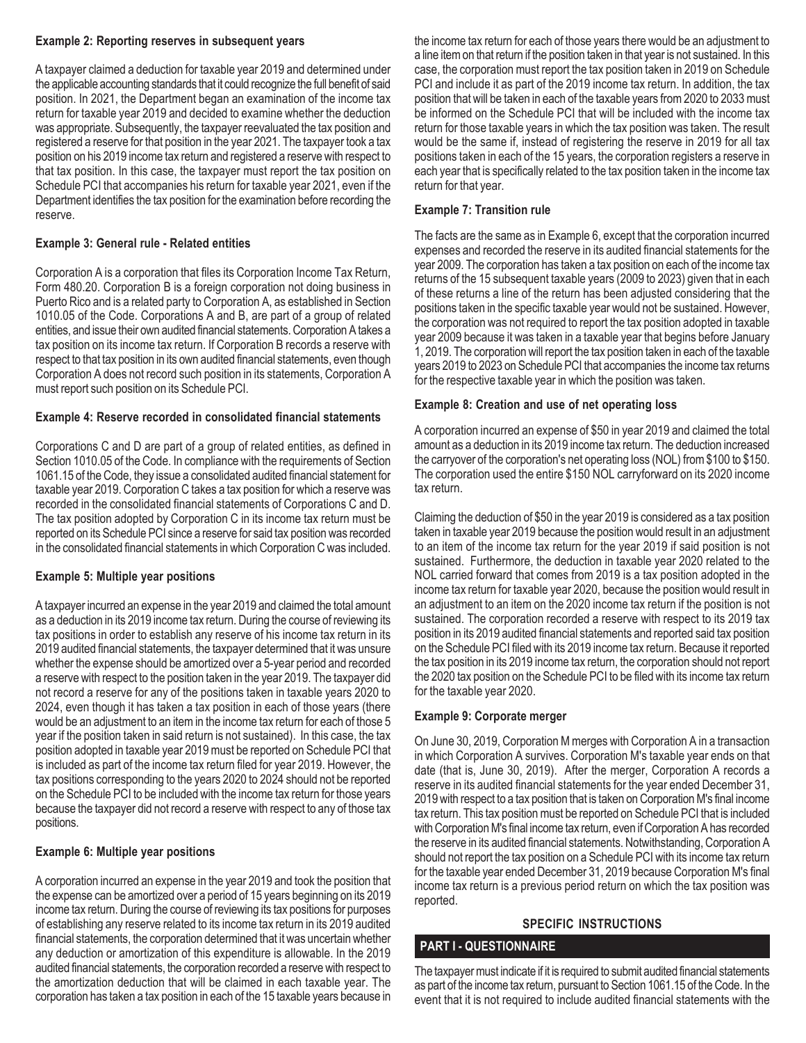### Example 2: Reporting reserves in subsequent years

A taxpayer claimed a deduction for taxable year 2019 and determined under the applicable accounting standards that it could recognize the full benefit of said position. In 2021, the Department began an examination of the income tax return for taxable year 2019 and decided to examine whether the deduction was appropriate. Subsequently, the taxpayer reevaluated the tax position and registered a reserve for that position in the year 2021. The taxpayer took a tax position on his 2019 income tax return and registered a reserve with respect to that tax position. In this case, the taxpayer must report the tax position on Schedule PCI that accompanies his return for taxable year 2021, even if the Department identifies the tax position for the examination before recording the reserve.

### Example 3: General rule - Related entities

Corporation A is a corporation that files its Corporation Income Tax Return, Form 480.20. Corporation B is a foreign corporation not doing business in Puerto Rico and is a related party to Corporation A, as established in Section 1010.05 of the Code. Corporations A and B, are part of a group of related entities, and issue their own audited financial statements. Corporation A takes a tax position on its income tax return. If Corporation B records a reserve with respect to that tax position in its own audited financial statements, even though Corporation A does not record such position in its statements, Corporation A must report such position on its Schedule PCI.

### Example 4: Reserve recorded in consolidated financial statements

Corporations C and D are part of a group of related entities, as defined in Section 1010.05 of the Code. In compliance with the requirements of Section 1061.15 of the Code, they issue a consolidated audited financial statement for taxable year 2019. Corporation C takes a tax position for which a reserve was recorded in the consolidated financial statements of Corporations C and D. The tax position adopted by Corporation C in its income tax return must be reported on its Schedule PCI since a reserve for said tax position was recorded in the consolidated financial statements in which Corporation C was included.

### Example 5: Multiple year positions

A taxpayer incurred an expense in the year 2019 and claimed the total amount as a deduction in its 2019 income tax return. During the course of reviewing its tax positions in order to establish any reserve of his income tax return in its 2019 audited financial statements, the taxpayer determined that it was unsure whether the expense should be amortized over a 5-year period and recorded a reserve with respect to the position taken in the year 2019. The taxpayer did not record a reserve for any of the positions taken in taxable years 2020 to 2024, even though it has taken a tax position in each of those years (there would be an adjustment to an item in the income tax return for each of those 5 year if the position taken in said return is not sustained). In this case, the tax position adopted in taxable year 2019 must be reported on Schedule PCI that is included as part of the income tax return filed for year 2019. However, the tax positions corresponding to the years 2020 to 2024 should not be reported on the Schedule PCI to be included with the income tax return for those years because the taxpayer did not record a reserve with respect to any of those tax positions.

### Example 6: Multiple year positions

A corporation incurred an expense in the year 2019 and took the position that the expense can be amortized over a period of 15 years beginning on its 2019 income tax return. During the course of reviewing its tax positions for purposes of establishing any reserve related to its income tax return in its 2019 audited financial statements, the corporation determined that it was uncertain whether any deduction or amortization of this expenditure is allowable. In the 2019 audited financial statements, the corporation recorded a reserve with respect to the amortization deduction that will be claimed in each taxable year. The corporation has taken a tax position in each of the 15 taxable years because in the income tax return for each of those years there would be an adjustment to a line item on that return if the position taken in that year is not sustained. In this case, the corporation must report the tax position taken in 2019 on Schedule PCI and include it as part of the 2019 income tax return. In addition, the tax position that will be taken in each of the taxable years from 2020 to 2033 must be informed on the Schedule PCI that will be included with the income tax return for those taxable years in which the tax position was taken. The result would be the same if, instead of registering the reserve in 2019 for all tax positions taken in each of the 15 years, the corporation registers a reserve in each year that is specifically related to the tax position taken in the income tax return for that year.

### Example 7: Transition rule

The facts are the same as in Example 6, except that the corporation incurred expenses and recorded the reserve in its audited financial statements for the year 2009. The corporation has taken a tax position on each of the income tax returns of the 15 subsequent taxable years (2009 to 2023) given that in each of these returns a line of the return has been adjusted considering that the positions taken in the specific taxable year would not be sustained. However, the corporation was not required to report the tax position adopted in taxable year 2009 because it was taken in a taxable year that begins before January 1, 2019. The corporation will report the tax position taken in each of the taxable years 2019 to 2023 on Schedule PCI that accompanies the income tax returns for the respective taxable year in which the position was taken.

### Example 8: Creation and use of net operating loss

A corporation incurred an expense of $50 in year 2019 and claimed the total amount as a deduction in its 2019 income tax return. The deduction increased the carryover of the corporation's net operating loss (NOL) from $100 to $150. The corporation used the entire $150 NOL carryforward on its 2020 income tax return.

Claiming the deduction of $50 in the year 2019 is considered as a tax position taken in taxable year 2019 because the position would result in an adjustment to an item of the income tax return for the year 2019 if said position is not sustained. Furthermore, the deduction in taxable year 2020 related to the NOL carried forward that comes from 2019 is a tax position adopted in the income tax return for taxable year 2020, because the position would result in an adjustment to an item on the 2020 income tax return if the position is not sustained. The corporation recorded a reserve with respect to its 2019 tax position in its 2019 audited financial statements and reported said tax position on the Schedule PCI filed with its 2019 income tax return. Because it reported the tax position in its 2019 income tax return, the corporation should not report the 2020 tax position on the Schedule PCI to be filed with its income tax return for the taxable year 2020.

### Example 9: Corporate merger

On June 30, 2019, Corporation M merges with Corporation A in a transaction in which Corporation A survives. Corporation M's taxable year ends on that date (that is, June 30, 2019). After the merger, Corporation A records a reserve in its audited financial statements for the year ended December 31, 2019 with respect to a tax position that is taken on Corporation M's final income tax return. This tax position must be reported on Schedule PCI that is included with Corporation M's final income tax return, even if Corporation A has recorded the reserve in its audited financial statements. Notwithstanding, Corporation A should not report the tax position on a Schedule PCI with its income tax return for the taxable year ended December 31, 2019 because Corporation M's final income tax return is a previous period return on which the tax position was reported.

## SPECIFIC INSTRUCTIONS

## PART I - QUESTIONNAIRE

The taxpayer must indicate if it is required to submit audited financial statements as part of the income tax return, pursuant to Section 1061.15 of the Code. In the event that it is not required to include audited financial statements with the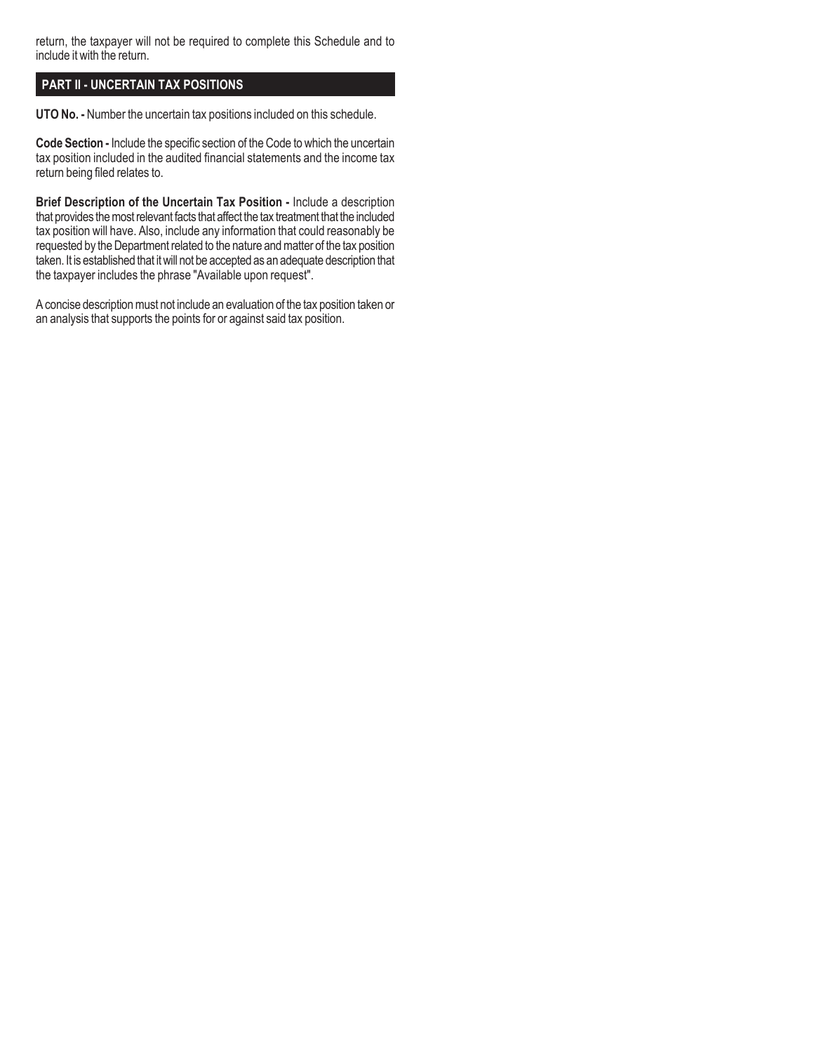return, the taxpayer will not be required to complete this Schedule and to include it with the return.

## PART II - UNCERTAIN TAX POSITIONS

**UTO No. -** Number the uncertain tax positions included on this schedule.

**Code Section -** Include the specific section of the Code to which the uncertain tax position included in the audited financial statements and the income tax return being filed relates to.

**Brief Description of the Uncertain Tax Position -** Include a description that provides the most relevant facts that affect the tax treatment that the included tax position will have. Also, include any information that could reasonably be requested by the Department related to the nature and matter of the tax position taken. It is established that it will not be accepted as an adequate description that the taxpayer includes the phrase "Available upon request".

A concise description must not include an evaluation of the tax position taken or an analysis that supports the points for or against said tax position.